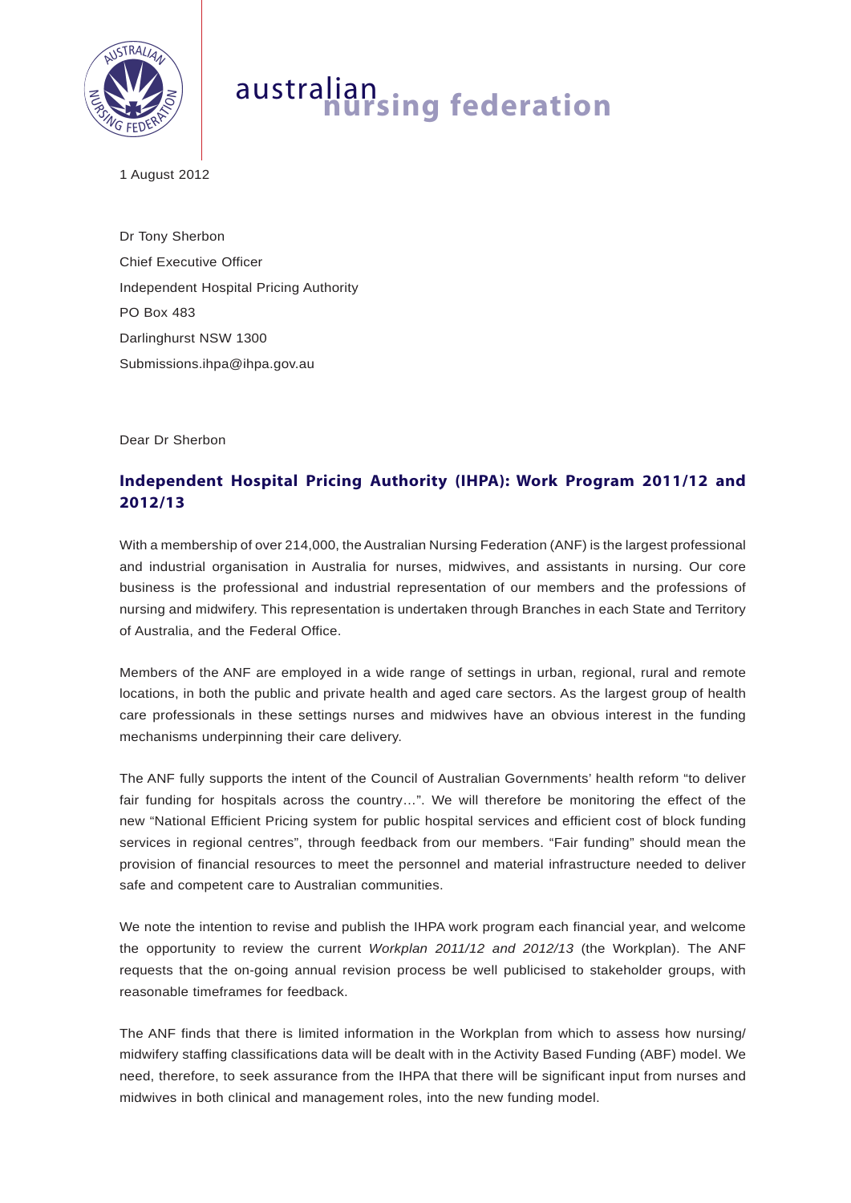australian nursing federation

1 August 2012

Dr Tony Sherbon
Chief Executive Officer
Independent Hospital Pricing Authority
PO Box 483
Darlinghurst NSW 1300
Submissions.ihpa@ihpa.gov.au

Dear Dr Sherbon

## Independent Hospital Pricing Authority (IHPA): Work Program 2011/12 and 2012/13

With a membership of over 214,000, the Australian Nursing Federation (ANF) is the largest professional and industrial organisation in Australia for nurses, midwives, and assistants in nursing. Our core business is the professional and industrial representation of our members and the professions of nursing and midwifery. This representation is undertaken through Branches in each State and Territory of Australia, and the Federal Office.

Members of the ANF are employed in a wide range of settings in urban, regional, rural and remote locations, in both the public and private health and aged care sectors. As the largest group of health care professionals in these settings nurses and midwives have an obvious interest in the funding mechanisms underpinning their care delivery.

The ANF fully supports the intent of the Council of Australian Governments' health reform "to deliver fair funding for hospitals across the country…". We will therefore be monitoring the effect of the new "National Efficient Pricing system for public hospital services and efficient cost of block funding services in regional centres", through feedback from our members. "Fair funding" should mean the provision of financial resources to meet the personnel and material infrastructure needed to deliver safe and competent care to Australian communities.

We note the intention to revise and publish the IHPA work program each financial year, and welcome the opportunity to review the current *Workplan 2011/12 and 2012/13* (the Workplan). The ANF requests that the on-going annual revision process be well publicised to stakeholder groups, with reasonable timeframes for feedback.

The ANF finds that there is limited information in the Workplan from which to assess how nursing/ midwifery staffing classifications data will be dealt with in the Activity Based Funding (ABF) model. We need, therefore, to seek assurance from the IHPA that there will be significant input from nurses and midwives in both clinical and management roles, into the new funding model.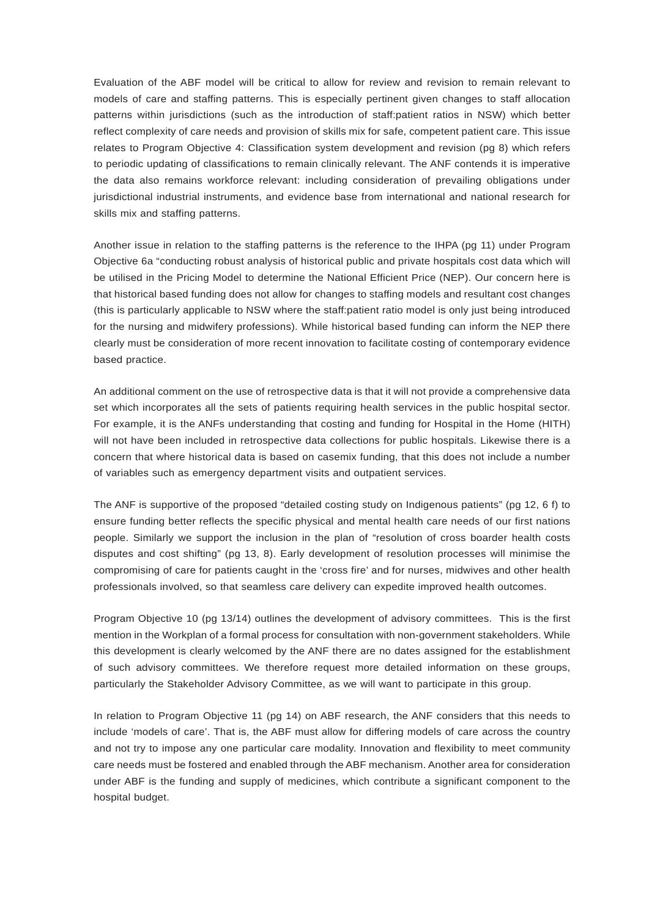Evaluation of the ABF model will be critical to allow for review and revision to remain relevant to models of care and staffing patterns. This is especially pertinent given changes to staff allocation patterns within jurisdictions (such as the introduction of staff:patient ratios in NSW) which better reflect complexity of care needs and provision of skills mix for safe, competent patient care. This issue relates to Program Objective 4: Classification system development and revision (pg 8) which refers to periodic updating of classifications to remain clinically relevant. The ANF contends it is imperative the data also remains workforce relevant: including consideration of prevailing obligations under jurisdictional industrial instruments, and evidence base from international and national research for skills mix and staffing patterns.

Another issue in relation to the staffing patterns is the reference to the IHPA (pg 11) under Program Objective 6a "conducting robust analysis of historical public and private hospitals cost data which will be utilised in the Pricing Model to determine the National Efficient Price (NEP). Our concern here is that historical based funding does not allow for changes to staffing models and resultant cost changes (this is particularly applicable to NSW where the staff:patient ratio model is only just being introduced for the nursing and midwifery professions). While historical based funding can inform the NEP there clearly must be consideration of more recent innovation to facilitate costing of contemporary evidence based practice.

An additional comment on the use of retrospective data is that it will not provide a comprehensive data set which incorporates all the sets of patients requiring health services in the public hospital sector. For example, it is the ANFs understanding that costing and funding for Hospital in the Home (HITH) will not have been included in retrospective data collections for public hospitals. Likewise there is a concern that where historical data is based on casemix funding, that this does not include a number of variables such as emergency department visits and outpatient services.

The ANF is supportive of the proposed "detailed costing study on Indigenous patients" (pg 12, 6 f) to ensure funding better reflects the specific physical and mental health care needs of our first nations people. Similarly we support the inclusion in the plan of "resolution of cross boarder health costs disputes and cost shifting" (pg 13, 8). Early development of resolution processes will minimise the compromising of care for patients caught in the 'cross fire' and for nurses, midwives and other health professionals involved, so that seamless care delivery can expedite improved health outcomes.

Program Objective 10 (pg 13/14) outlines the development of advisory committees. This is the first mention in the Workplan of a formal process for consultation with non-government stakeholders. While this development is clearly welcomed by the ANF there are no dates assigned for the establishment of such advisory committees. We therefore request more detailed information on these groups, particularly the Stakeholder Advisory Committee, as we will want to participate in this group.

In relation to Program Objective 11 (pg 14) on ABF research, the ANF considers that this needs to include 'models of care'. That is, the ABF must allow for differing models of care across the country and not try to impose any one particular care modality. Innovation and flexibility to meet community care needs must be fostered and enabled through the ABF mechanism. Another area for consideration under ABF is the funding and supply of medicines, which contribute a significant component to the hospital budget.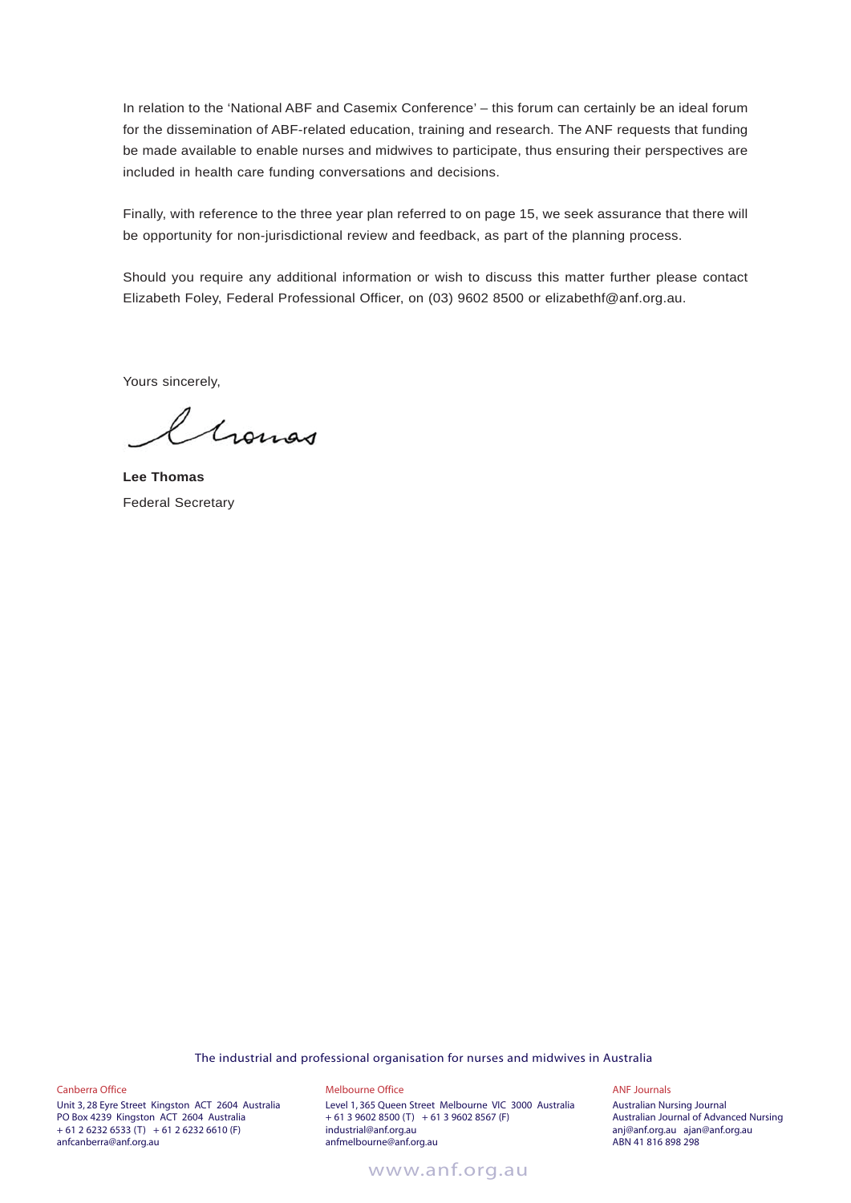In relation to the 'National ABF and Casemix Conference' – this forum can certainly be an ideal forum for the dissemination of ABF-related education, training and research. The ANF requests that funding be made available to enable nurses and midwives to participate, thus ensuring their perspectives are included in health care funding conversations and decisions.

Finally, with reference to the three year plan referred to on page 15, we seek assurance that there will be opportunity for non-jurisdictional review and feedback, as part of the planning process.

Should you require any additional information or wish to discuss this matter further please contact Elizabeth Foley, Federal Professional Officer, on (03) 9602 8500 or elizabethf@anf.org.au.

Yours sincerely,

**Lee Thomas**
Federal Secretary

The industrial and professional organisation for nurses and midwives in Australia

Canberra Office
Unit 3, 28 Eyre Street Kingston ACT 2604 Australia
PO Box 4239 Kingston ACT 2604 Australia
+ 61 2 6232 6533 (T) + 61 2 6232 6610 (F)
anfcanberra@anf.org.au

Melbourne Office
Level 1, 365 Queen Street Melbourne VIC 3000 Australia
+ 61 3 9602 8500 (T) + 61 3 9602 8567 (F)
industrial@anf.org.au
anfmelbourne@anf.org.au

ANF Journals
Australian Nursing Journal
Australian Journal of Advanced Nursing
anj@anf.org.au ajan@anf.org.au
ABN 41 816 898 298

www.anf.org.au